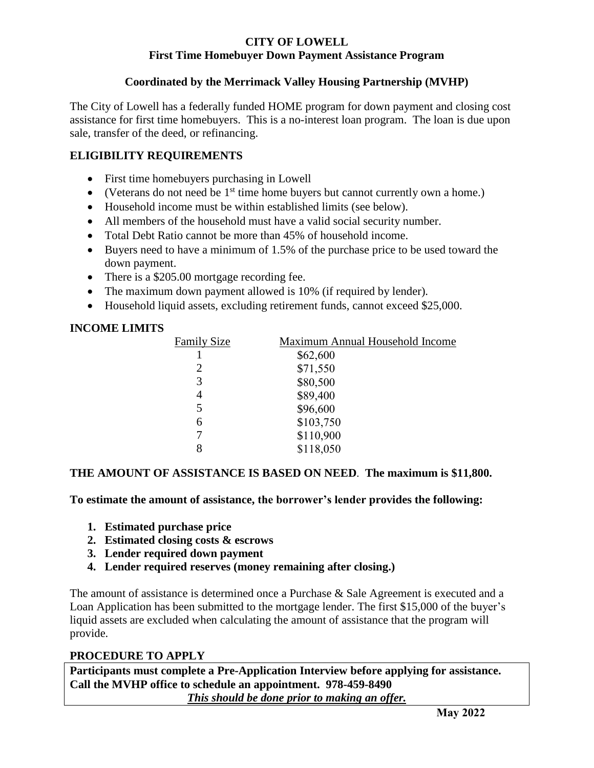# CITY OF LOWELL
## First Time Homebuyer Down Payment Assistance Program

### Coordinated by the Merrimack Valley Housing Partnership (MVHP)

The City of Lowell has a federally funded HOME program for down payment and closing cost assistance for first time homebuyers. This is a no-interest loan program. The loan is due upon sale, transfer of the deed, or refinancing.

## ELIGIBILITY REQUIREMENTS

- First time homebuyers purchasing in Lowell
- (Veterans do not need be 1st time home buyers but cannot currently own a home.)
- Household income must be within established limits (see below).
- All members of the household must have a valid social security number.
- Total Debt Ratio cannot be more than 45% of household income.
- Buyers need to have a minimum of 1.5% of the purchase price to be used toward the down payment.
- There is a $205.00 mortgage recording fee.
- The maximum down payment allowed is 10% (if required by lender).
- Household liquid assets, excluding retirement funds, cannot exceed $25,000.

## INCOME LIMITS

| Family Size | Maximum Annual Household Income |
|---|---|
| 1 | $62,600 |
| 2 | $71,550 |
| 3 | $80,500 |
| 4 | $89,400 |
| 5 | $96,600 |
| 6 | $103,750 |
| 7 | $110,900 |
| 8 | $118,050 |

**THE AMOUNT OF ASSISTANCE IS BASED ON NEED. The maximum is $11,800.**

**To estimate the amount of assistance, the borrower's lender provides the following:**

1. **Estimated purchase price**
2. **Estimated closing costs & escrows**
3. **Lender required down payment**
4. **Lender required reserves (money remaining after closing.)**

The amount of assistance is determined once a Purchase & Sale Agreement is executed and a Loan Application has been submitted to the mortgage lender. The first $15,000 of the buyer's liquid assets are excluded when calculating the amount of assistance that the program will provide.

## PROCEDURE TO APPLY

**Participants must complete a Pre-Application Interview before applying for assistance. Call the MVHP office to schedule an appointment. 978-459-8490**

***This should be done prior to making an offer.***

**May 2022**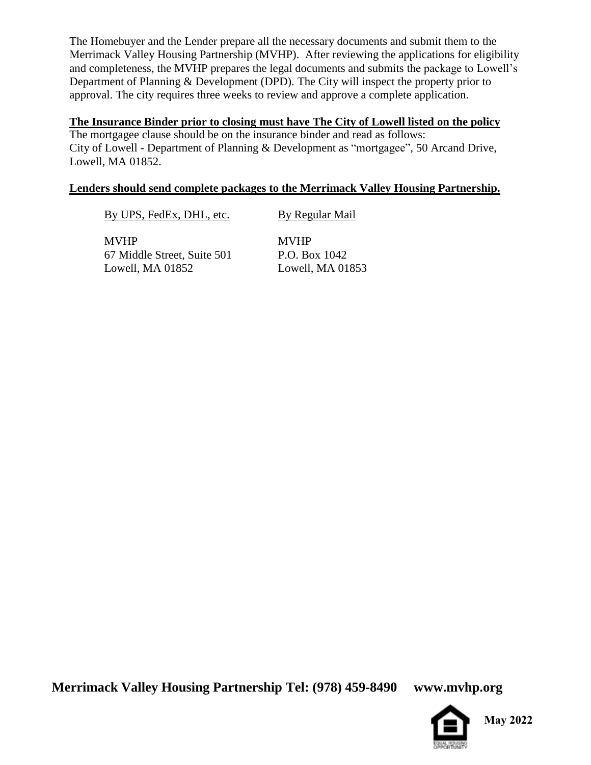The Homebuyer and the Lender prepare all the necessary documents and submit them to the Merrimack Valley Housing Partnership (MVHP). After reviewing the applications for eligibility and completeness, the MVHP prepares the legal documents and submits the package to Lowell's Department of Planning & Development (DPD). The City will inspect the property prior to approval. The city requires three weeks to review and approve a complete application.

**The Insurance Binder prior to closing must have The City of Lowell listed on the policy**

The mortgagee clause should be on the insurance binder and read as follows:
City of Lowell - Department of Planning & Development as "mortgagee", 50 Arcand Drive, Lowell, MA 01852.

**Lenders should send complete packages to the Merrimack Valley Housing Partnership.**

| By UPS, FedEx, DHL, etc. | By Regular Mail |
|---|---|
| MVHP<br>67 Middle Street, Suite 501<br>Lowell, MA 01852 | MVHP<br>P.O. Box 1042<br>Lowell, MA 01853 |

**Merrimack Valley Housing Partnership Tel: (978) 459-8490 www.mvhp.org**

**May 2022**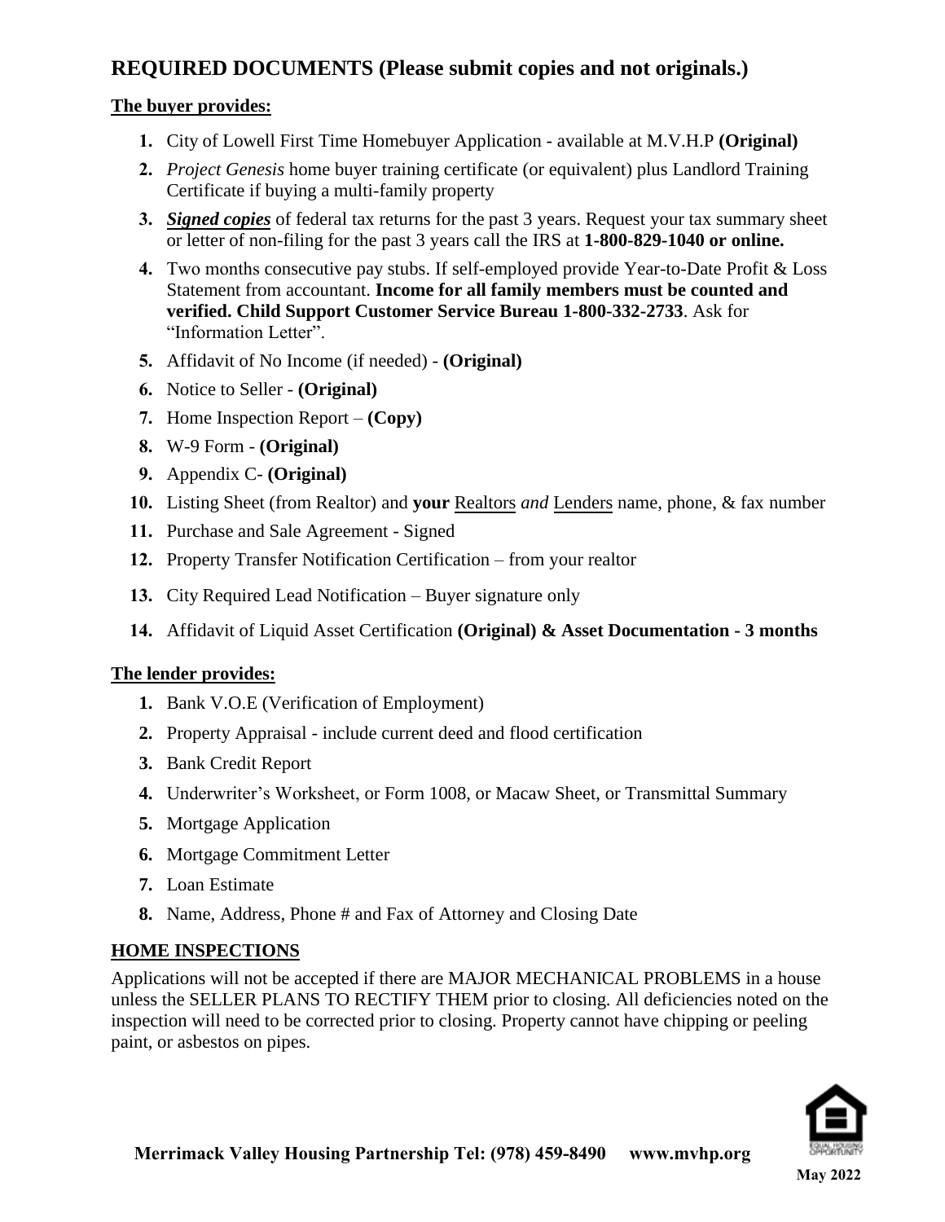## REQUIRED DOCUMENTS (Please submit copies and not originals.)

**The buyer provides:**

1. City of Lowell First Time Homebuyer Application - available at M.V.H.P **(Original)**
2. *Project Genesis* home buyer training certificate (or equivalent) plus Landlord Training Certificate if buying a multi-family property
3. ***Signed copies*** of federal tax returns for the past 3 years. Request your tax summary sheet or letter of non-filing for the past 3 years call the IRS at **1-800-829-1040 or online.**
4. Two months consecutive pay stubs. If self-employed provide Year-to-Date Profit & Loss Statement from accountant. **Income for all family members must be counted and verified. Child Support Customer Service Bureau 1-800-332-2733**. Ask for "Information Letter".
5. Affidavit of No Income (if needed) - **(Original)**
6. Notice to Seller - **(Original)**
7. Home Inspection Report – **(Copy)**
8. W-9 Form - **(Original)**
9. Appendix C- **(Original)**
10. Listing Sheet (from Realtor) and **your** Realtors *and* Lenders name, phone, & fax number
11. Purchase and Sale Agreement - Signed
12. Property Transfer Notification Certification – from your realtor
13. City Required Lead Notification – Buyer signature only
14. Affidavit of Liquid Asset Certification **(Original) & Asset Documentation - 3 months**

**The lender provides:**

1. Bank V.O.E (Verification of Employment)
2. Property Appraisal - include current deed and flood certification
3. Bank Credit Report
4. Underwriter's Worksheet, or Form 1008, or Macaw Sheet, or Transmittal Summary
5. Mortgage Application
6. Mortgage Commitment Letter
7. Loan Estimate
8. Name, Address, Phone # and Fax of Attorney and Closing Date

**HOME INSPECTIONS**

Applications will not be accepted if there are MAJOR MECHANICAL PROBLEMS in a house unless the SELLER PLANS TO RECTIFY THEM prior to closing. All deficiencies noted on the inspection will need to be corrected prior to closing. Property cannot have chipping or peeling paint, or asbestos on pipes.

**Merrimack Valley Housing Partnership Tel: (978) 459-8490 www.mvhp.org**

**May 2022**